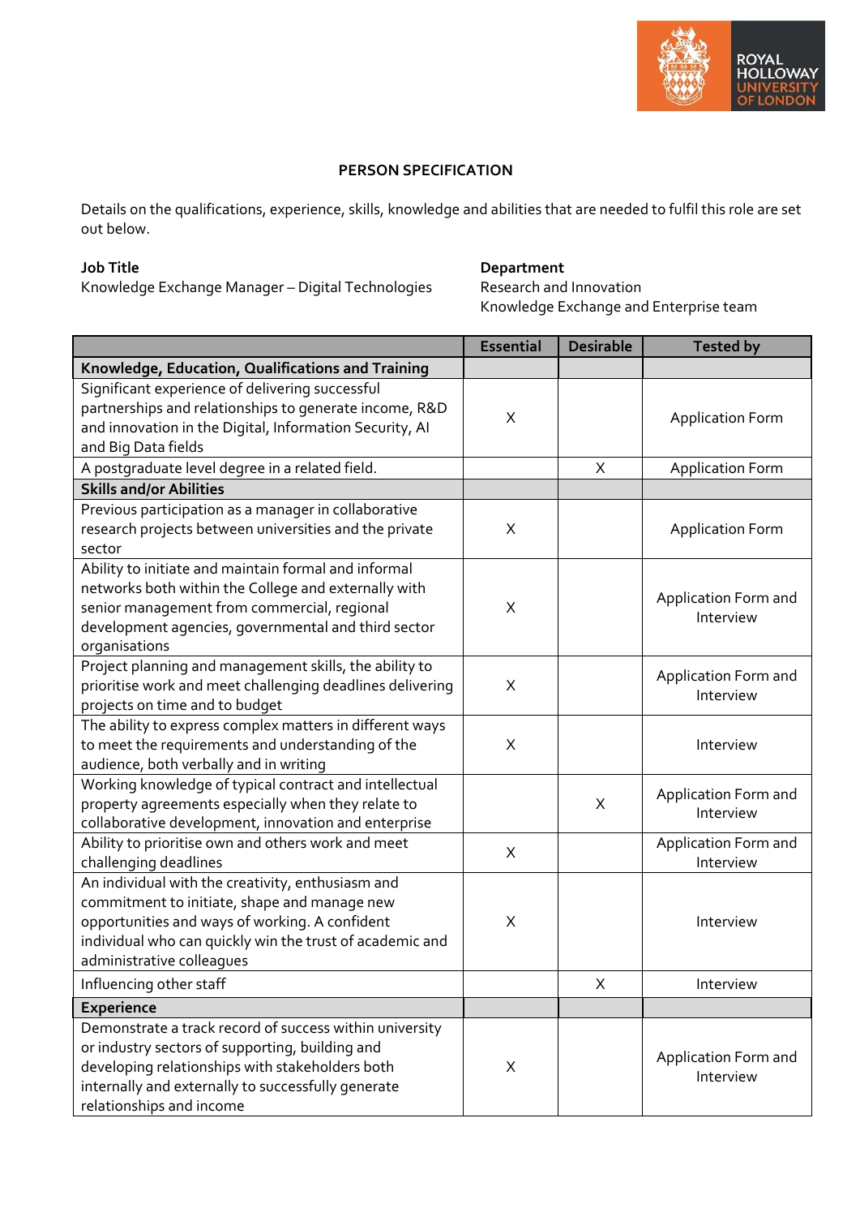# PERSON SPECIFICATION

Details on the qualifications, experience, skills, knowledge and abilities that are needed to fulfil this role are set out below.

**Job Title**
Knowledge Exchange Manager – Digital Technologies

**Department**
Research and Innovation
Knowledge Exchange and Enterprise team

| | Essential | Desirable | Tested by |
|---|---|---|---|
| **Knowledge, Education, Qualifications and Training** | | | |
| Significant experience of delivering successful partnerships and relationships to generate income, R&D and innovation in the Digital, Information Security, AI and Big Data fields | X | | Application Form |
| A postgraduate level degree in a related field. | | X | Application Form |
| **Skills and/or Abilities** | | | |
| Previous participation as a manager in collaborative research projects between universities and the private sector | X | | Application Form |
| Ability to initiate and maintain formal and informal networks both within the College and externally with senior management from commercial, regional development agencies, governmental and third sector organisations | X | | Application Form and Interview |
| Project planning and management skills, the ability to prioritise work and meet challenging deadlines delivering projects on time and to budget | X | | Application Form and Interview |
| The ability to express complex matters in different ways to meet the requirements and understanding of the audience, both verbally and in writing | X | | Interview |
| Working knowledge of typical contract and intellectual property agreements especially when they relate to collaborative development, innovation and enterprise | | X | Application Form and Interview |
| Ability to prioritise own and others work and meet challenging deadlines | X | | Application Form and Interview |
| An individual with the creativity, enthusiasm and commitment to initiate, shape and manage new opportunities and ways of working. A confident individual who can quickly win the trust of academic and administrative colleagues | X | | Interview |
| Influencing other staff | | X | Interview |
| **Experience** | | | |
| Demonstrate a track record of success within university or industry sectors of supporting, building and developing relationships with stakeholders both internally and externally to successfully generate relationships and income | X | | Application Form and Interview |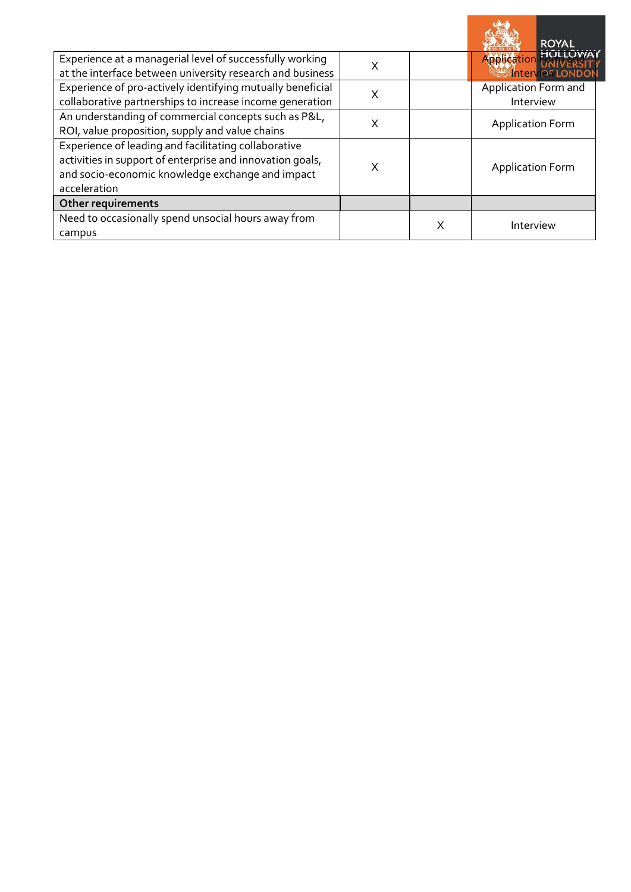| | | | |
|---|---|---|---|
| Experience at a managerial level of successfully working at the interface between university research and business | X | | Application Form and Interview |
| Experience of pro-actively identifying mutually beneficial collaborative partnerships to increase income generation | X | | Application Form and Interview |
| An understanding of commercial concepts such as P&L, ROI, value proposition, supply and value chains | X | | Application Form |
| Experience of leading and facilitating collaborative activities in support of enterprise and innovation goals, and socio-economic knowledge exchange and impact acceleration | X | | Application Form |
| **Other requirements** | | | |
| Need to occasionally spend unsocial hours away from campus | | X | Interview |